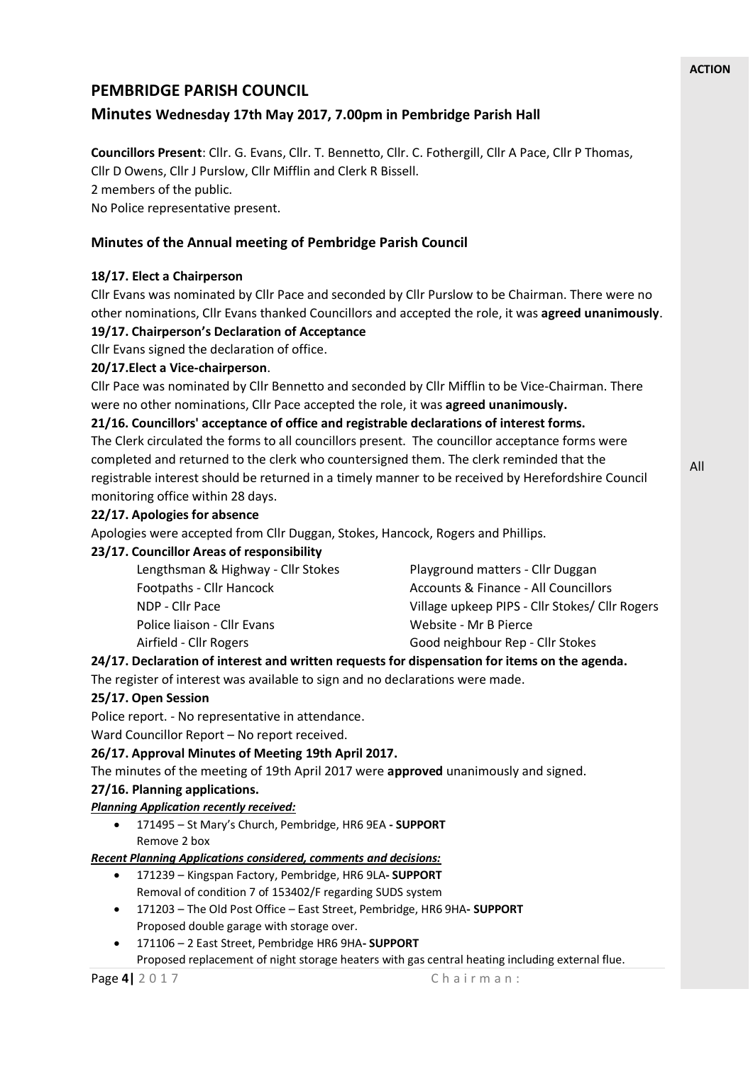## PEMBRIDGE PARISH COUNCIL

### Minutes Wednesday 17th May 2017, 7.00pm in Pembridge Parish Hall

**ACTION**

**Councillors Present**: Cllr. G. Evans, Cllr. T. Bennetto, Cllr. C. Fothergill, Cllr A Pace, Cllr P Thomas, Cllr D Owens, Cllr J Purslow, Cllr Mifflin and Clerk R Bissell.
2 members of the public.
No Police representative present.

### Minutes of the Annual meeting of Pembridge Parish Council

**18/17. Elect a Chairperson**

Cllr Evans was nominated by Cllr Pace and seconded by Cllr Purslow to be Chairman. There were no other nominations, Cllr Evans thanked Councillors and accepted the role, it was **agreed unanimously**.

**19/17. Chairperson's Declaration of Acceptance**

Cllr Evans signed the declaration of office.

**20/17.Elect a Vice-chairperson**.

Cllr Pace was nominated by Cllr Bennetto and seconded by Cllr Mifflin to be Vice-Chairman. There were no other nominations, Cllr Pace accepted the role, it was **agreed unanimously.**

**21/16. Councillors' acceptance of office and registrable declarations of interest forms.**

The Clerk circulated the forms to all councillors present. The councillor acceptance forms were completed and returned to the clerk who countersigned them. The clerk reminded that the registrable interest should be returned in a timely manner to be received by Herefordshire Council monitoring office within 28 days. — All

**22/17. Apologies for absence**

Apologies were accepted from Cllr Duggan, Stokes, Hancock, Rogers and Phillips.

**23/17. Councillor Areas of responsibility**

| | |
|---|---|
| Lengthsman & Highway - Cllr Stokes | Playground matters - Cllr Duggan |
| Footpaths - Cllr Hancock | Accounts & Finance - All Councillors |
| NDP - Cllr Pace | Village upkeep PIPS - Cllr Stokes/ Cllr Rogers |
| Police liaison - Cllr Evans | Website - Mr B Pierce |
| Airfield - Cllr Rogers | Good neighbour Rep - Cllr Stokes |

**24/17. Declaration of interest and written requests for dispensation for items on the agenda.**

The register of interest was available to sign and no declarations were made.

**25/17. Open Session**

Police report. - No representative in attendance.

Ward Councillor Report – No report received.

**26/17. Approval Minutes of Meeting 19th April 2017.**

The minutes of the meeting of 19th April 2017 were **approved** unanimously and signed.

**27/16. Planning applications.**

***Planning Application recently received:***

- 171495 – St Mary's Church, Pembridge, HR6 9EA **- SUPPORT**
  Remove 2 box

***Recent Planning Applications considered, comments and decisions:***

- 171239 – Kingspan Factory, Pembridge, HR6 9LA**- SUPPORT**
  Removal of condition 7 of 153402/F regarding SUDS system
- 171203 – The Old Post Office – East Street, Pembridge, HR6 9HA**- SUPPORT**
  Proposed double garage with storage over.
- 171106 – 2 East Street, Pembridge HR6 9HA**- SUPPORT**
  Proposed replacement of night storage heaters with gas central heating including external flue.

Chairman: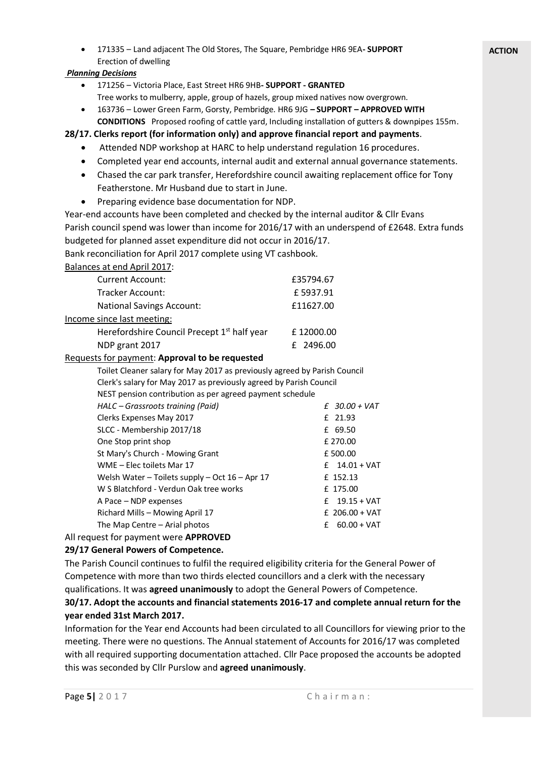- 171335 – Land adjacent The Old Stores, The Square, Pembridge HR6 9EA**- SUPPORT** Erection of dwelling

**ACTION**

***Planning Decisions***

- 171256 – Victoria Place, East Street HR6 9HB**- SUPPORT - GRANTED** Tree works to mulberry, apple, group of hazels, group mixed natives now overgrown.
- 163736 – Lower Green Farm, Gorsty, Pembridge. HR6 9JG **– SUPPORT – APPROVED WITH CONDITIONS** Proposed roofing of cattle yard, Including installation of gutters & downpipes 155m.

**28/17. Clerks report (for information only) and approve financial report and payments**.

- Attended NDP workshop at HARC to help understand regulation 16 procedures.
- Completed year end accounts, internal audit and external annual governance statements.
- Chased the car park transfer, Herefordshire council awaiting replacement office for Tony Featherstone. Mr Husband due to start in June.
- Preparing evidence base documentation for NDP.

Year-end accounts have been completed and checked by the internal auditor & Cllr Evans
Parish council spend was lower than income for 2016/17 with an underspend of £2648. Extra funds budgeted for planned asset expenditure did not occur in 2016/17.
Bank reconciliation for April 2017 complete using VT cashbook.

Balances at end April 2017:

| | |
|---|---|
| Current Account: | £35794.67 |
| Tracker Account: | £ 5937.91 |
| National Savings Account: | £11627.00 |

Income since last meeting:

| | |
|---|---|
| Herefordshire Council Precept 1st half year | £ 12000.00 |
| NDP grant 2017 | £ 2496.00 |

Requests for payment: **Approval to be requested**

Toilet Cleaner salary for May 2017 as previously agreed by Parish Council
Clerk's salary for May 2017 as previously agreed by Parish Council
NEST pension contribution as per agreed payment schedule

| | |
|---|---|
| *HALC – Grassroots training (Paid)* | *£ 30.00 + VAT* |
| Clerks Expenses May 2017 | £ 21.93 |
| SLCC - Membership 2017/18 | £ 69.50 |
| One Stop print shop | £ 270.00 |
| St Mary's Church - Mowing Grant | £ 500.00 |
| WME – Elec toilets Mar 17 | £ 14.01 + VAT |
| Welsh Water – Toilets supply – Oct 16 – Apr 17 | £ 152.13 |
| W S Blatchford - Verdun Oak tree works | £ 175.00 |
| A Pace – NDP expenses | £ 19.15 + VAT |
| Richard Mills – Mowing April 17 | £ 206.00 + VAT |
| The Map Centre – Arial photos | £ 60.00 + VAT |

All request for payment were **APPROVED**

**29/17 General Powers of Competence.**

The Parish Council continues to fulfil the required eligibility criteria for the General Power of Competence with more than two thirds elected councillors and a clerk with the necessary qualifications. It was **agreed unanimously** to adopt the General Powers of Competence.

**30/17. Adopt the accounts and financial statements 2016-17 and complete annual return for the year ended 31st March 2017.**

Information for the Year end Accounts had been circulated to all Councillors for viewing prior to the meeting. There were no questions. The Annual statement of Accounts for 2016/17 was completed with all required supporting documentation attached. Cllr Pace proposed the accounts be adopted this was seconded by Cllr Purslow and **agreed unanimously**.

Chairman: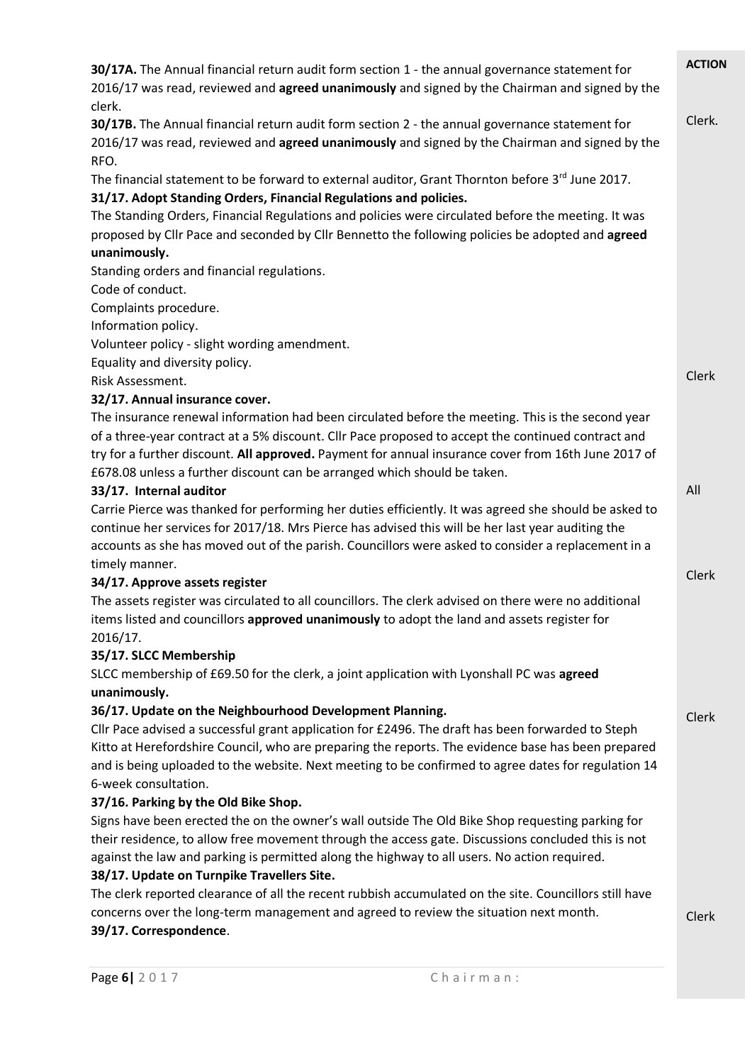**ACTION**

**30/17A.** The Annual financial return audit form section 1 - the annual governance statement for 2016/17 was read, reviewed and **agreed unanimously** and signed by the Chairman and signed by the clerk.

**30/17B.** The Annual financial return audit form section 2 - the annual governance statement for 2016/17 was read, reviewed and **agreed unanimously** and signed by the Chairman and signed by the RFO.

The financial statement to be forward to external auditor, Grant Thornton before 3rd June 2017. — Clerk.

**31/17. Adopt Standing Orders, Financial Regulations and policies.**

The Standing Orders, Financial Regulations and policies were circulated before the meeting. It was proposed by Cllr Pace and seconded by Cllr Bennetto the following policies be adopted and **agreed unanimously.**

Standing orders and financial regulations.
Code of conduct.
Complaints procedure.
Information policy.
Volunteer policy - slight wording amendment.
Equality and diversity policy.
Risk Assessment. — Clerk

**32/17. Annual insurance cover.**

The insurance renewal information had been circulated before the meeting. This is the second year of a three-year contract at a 5% discount. Cllr Pace proposed to accept the continued contract and try for a further discount. **All approved.** Payment for annual insurance cover from 16th June 2017 of £678.08 unless a further discount can be arranged which should be taken.

**33/17. Internal auditor** — All

Carrie Pierce was thanked for performing her duties efficiently. It was agreed she should be asked to continue her services for 2017/18. Mrs Pierce has advised this will be her last year auditing the accounts as she has moved out of the parish. Councillors were asked to consider a replacement in a timely manner. — Clerk

**34/17. Approve assets register**

The assets register was circulated to all councillors. The clerk advised on there were no additional items listed and councillors **approved unanimously** to adopt the land and assets register for 2016/17.

**35/17. SLCC Membership**

SLCC membership of £69.50 for the clerk, a joint application with Lyonshall PC was **agreed unanimously.** — Clerk

**36/17. Update on the Neighbourhood Development Planning.**

Cllr Pace advised a successful grant application for £2496. The draft has been forwarded to Steph Kitto at Herefordshire Council, who are preparing the reports. The evidence base has been prepared and is being uploaded to the website. Next meeting to be confirmed to agree dates for regulation 14 6-week consultation.

**37/16. Parking by the Old Bike Shop.**

Signs have been erected the on the owner's wall outside The Old Bike Shop requesting parking for their residence, to allow free movement through the access gate. Discussions concluded this is not against the law and parking is permitted along the highway to all users. No action required.

**38/17. Update on Turnpike Travellers Site.**

The clerk reported clearance of all the recent rubbish accumulated on the site. Councillors still have concerns over the long-term management and agreed to review the situation next month. — Clerk

**39/17. Correspondence**.

Chairman: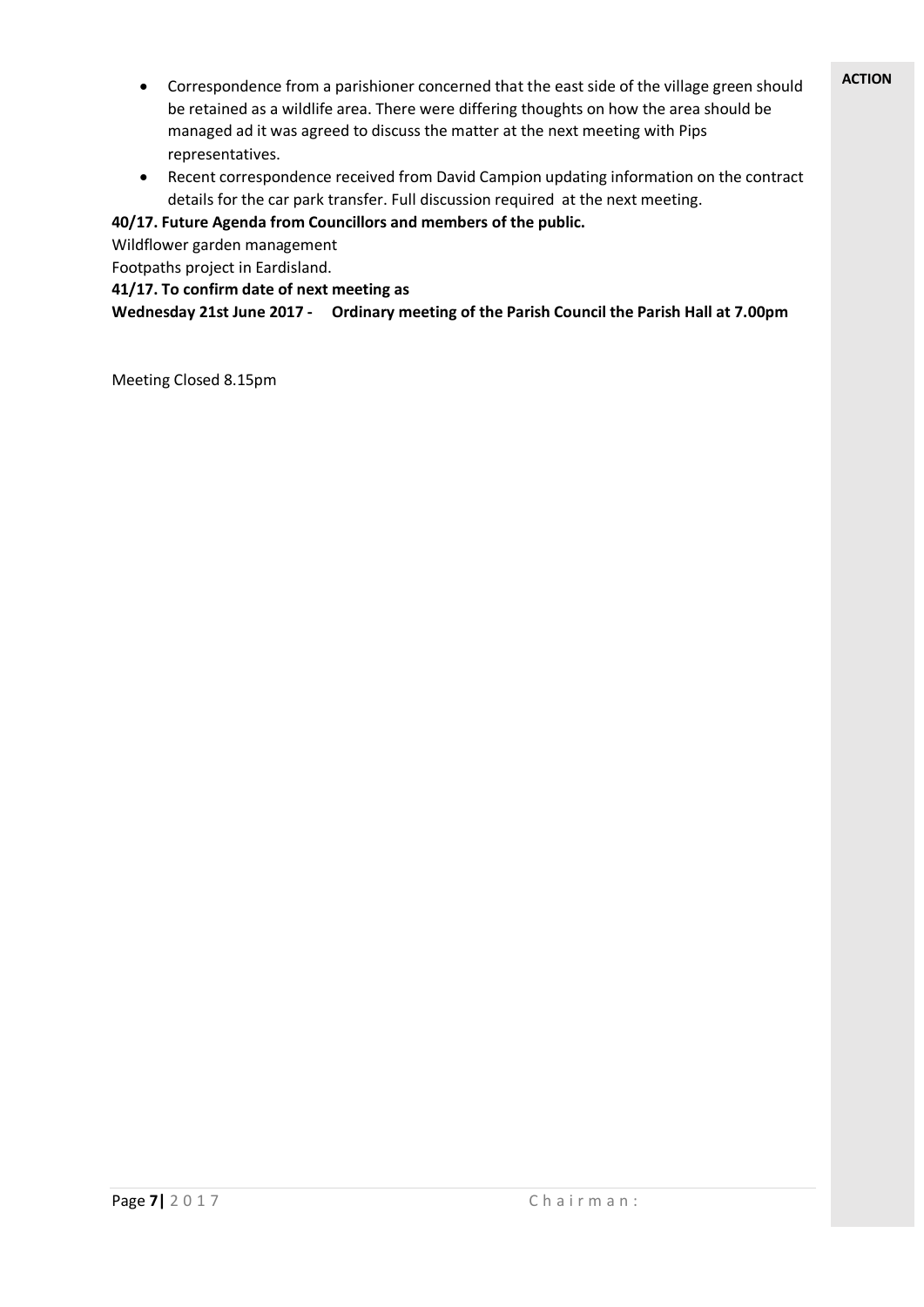**ACTION**

- Correspondence from a parishioner concerned that the east side of the village green should be retained as a wildlife area. There were differing thoughts on how the area should be managed ad it was agreed to discuss the matter at the next meeting with Pips representatives.
- Recent correspondence received from David Campion updating information on the contract details for the car park transfer. Full discussion required at the next meeting.

**40/17. Future Agenda from Councillors and members of the public.**

Wildflower garden management

Footpaths project in Eardisland.

**41/17. To confirm date of next meeting as**

**Wednesday 21st June 2017 - Ordinary meeting of the Parish Council the Parish Hall at 7.00pm**

Meeting Closed 8.15pm

Chairman: